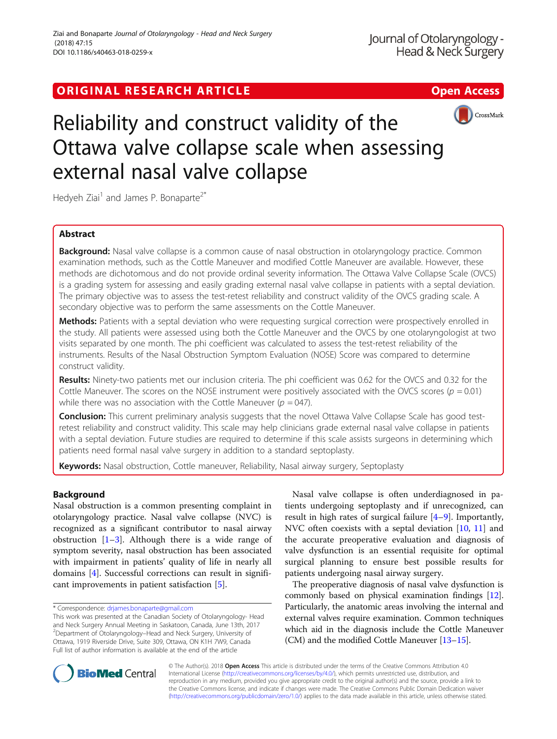ORIGINAL RESEARCH ARTICLE

Open Access

# Reliability and construct validity of the Ottawa valve collapse scale when assessing external nasal valve collapse

Hedyeh Ziai[1] and James P. Bonaparte[2*]

## Abstract

**Background:** Nasal valve collapse is a common cause of nasal obstruction in otolaryngology practice. Common examination methods, such as the Cottle Maneuver and modified Cottle Maneuver are available. However, these methods are dichotomous and do not provide ordinal severity information. The Ottawa Valve Collapse Scale (OVCS) is a grading system for assessing and easily grading external nasal valve collapse in patients with a septal deviation. The primary objective was to assess the test-retest reliability and construct validity of the OVCS grading scale. A secondary objective was to perform the same assessments on the Cottle Maneuver.

**Methods:** Patients with a septal deviation who were requesting surgical correction were prospectively enrolled in the study. All patients were assessed using both the Cottle Maneuver and the OVCS by one otolaryngologist at two visits separated by one month. The phi coefficient was calculated to assess the test-retest reliability of the instruments. Results of the Nasal Obstruction Symptom Evaluation (NOSE) Score was compared to determine construct validity.

**Results:** Ninety-two patients met our inclusion criteria. The phi coefficient was 0.62 for the OVCS and 0.32 for the Cottle Maneuver. The scores on the NOSE instrument were positively associated with the OVCS scores ($p = 0.01$) while there was no association with the Cottle Maneuver ($p = 047$).

**Conclusion:** This current preliminary analysis suggests that the novel Ottawa Valve Collapse Scale has good test-retest reliability and construct validity. This scale may help clinicians grade external nasal valve collapse in patients with a septal deviation. Future studies are required to determine if this scale assists surgeons in determining which patients need formal nasal valve surgery in addition to a standard septoplasty.

**Keywords:** Nasal obstruction, Cottle maneuver, Reliability, Nasal airway surgery, Septoplasty

## Background

Nasal obstruction is a common presenting complaint in otolaryngology practice. Nasal valve collapse (NVC) is recognized as a significant contributor to nasal airway obstruction [1–3]. Although there is a wide range of symptom severity, nasal obstruction has been associated with impairment in patients' quality of life in nearly all domains [4]. Successful corrections can result in significant improvements in patient satisfaction [5].

Nasal valve collapse is often underdiagnosed in patients undergoing septoplasty and if unrecognized, can result in high rates of surgical failure [4–9]. Importantly, NVC often coexists with a septal deviation [10, 11] and the accurate preoperative evaluation and diagnosis of valve dysfunction is an essential requisite for optimal surgical planning to ensure best possible results for patients undergoing nasal airway surgery.

The preoperative diagnosis of nasal valve dysfunction is commonly based on physical examination findings [12]. Particularly, the anatomic areas involving the internal and external valves require examination. Common techniques which aid in the diagnosis include the Cottle Maneuver (CM) and the modified Cottle Maneuver [13–15].

\* Correspondence: drjames.bonaparte@gmail.com

This work was presented at the Canadian Society of Otolaryngology- Head and Neck Surgery Annual Meeting in Saskatoon, Canada, June 13th, 2017

[2]Department of Otolaryngology–Head and Neck Surgery, University of Ottawa, 1919 Riverside Drive, Suite 309, Ottawa, ON K1H 7W9, Canada

Full list of author information is available at the end of the article

© The Author(s). 2018 **Open Access** This article is distributed under the terms of the Creative Commons Attribution 4.0 International License (http://creativecommons.org/licenses/by/4.0/), which permits unrestricted use, distribution, and reproduction in any medium, provided you give appropriate credit to the original author(s) and the source, provide a link to the Creative Commons license, and indicate if changes were made. The Creative Commons Public Domain Dedication waiver (http://creativecommons.org/publicdomain/zero/1.0/) applies to the data made available in this article, unless otherwise stated.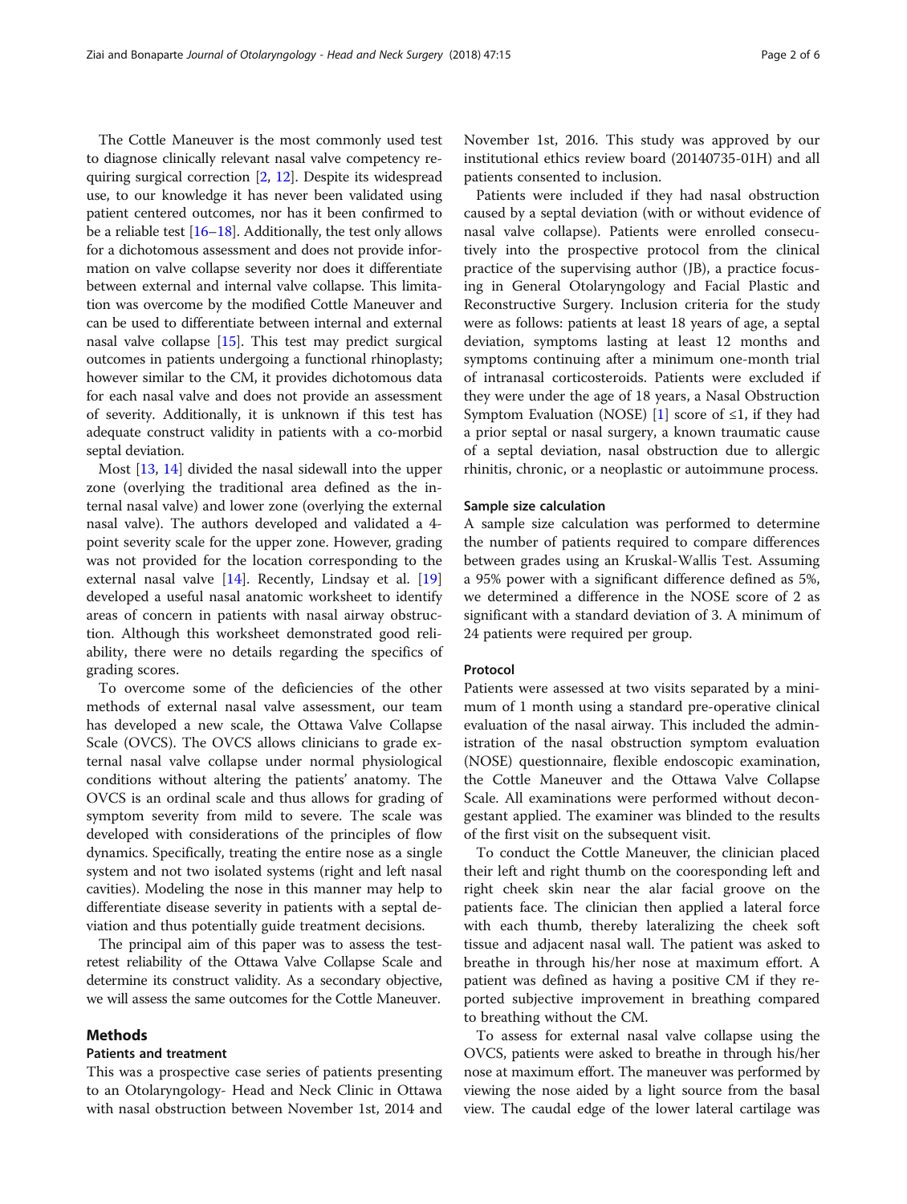The Cottle Maneuver is the most commonly used test to diagnose clinically relevant nasal valve competency requiring surgical correction [2, 12]. Despite its widespread use, to our knowledge it has never been validated using patient centered outcomes, nor has it been confirmed to be a reliable test [16–18]. Additionally, the test only allows for a dichotomous assessment and does not provide information on valve collapse severity nor does it differentiate between external and internal valve collapse. This limitation was overcome by the modified Cottle Maneuver and can be used to differentiate between internal and external nasal valve collapse [15]. This test may predict surgical outcomes in patients undergoing a functional rhinoplasty; however similar to the CM, it provides dichotomous data for each nasal valve and does not provide an assessment of severity. Additionally, it is unknown if this test has adequate construct validity in patients with a co-morbid septal deviation.

Most [13, 14] divided the nasal sidewall into the upper zone (overlying the traditional area defined as the internal nasal valve) and lower zone (overlying the external nasal valve). The authors developed and validated a 4-point severity scale for the upper zone. However, grading was not provided for the location corresponding to the external nasal valve [14]. Recently, Lindsay et al. [19] developed a useful nasal anatomic worksheet to identify areas of concern in patients with nasal airway obstruction. Although this worksheet demonstrated good reliability, there were no details regarding the specifics of grading scores.

To overcome some of the deficiencies of the other methods of external nasal valve assessment, our team has developed a new scale, the Ottawa Valve Collapse Scale (OVCS). The OVCS allows clinicians to grade external nasal valve collapse under normal physiological conditions without altering the patients' anatomy. The OVCS is an ordinal scale and thus allows for grading of symptom severity from mild to severe. The scale was developed with considerations of the principles of flow dynamics. Specifically, treating the entire nose as a single system and not two isolated systems (right and left nasal cavities). Modeling the nose in this manner may help to differentiate disease severity in patients with a septal deviation and thus potentially guide treatment decisions.

The principal aim of this paper was to assess the test-retest reliability of the Ottawa Valve Collapse Scale and determine its construct validity. As a secondary objective, we will assess the same outcomes for the Cottle Maneuver.

## Methods

### Patients and treatment

This was a prospective case series of patients presenting to an Otolaryngology- Head and Neck Clinic in Ottawa with nasal obstruction between November 1st, 2014 and November 1st, 2016. This study was approved by our institutional ethics review board (20140735-01H) and all patients consented to inclusion.

Patients were included if they had nasal obstruction caused by a septal deviation (with or without evidence of nasal valve collapse). Patients were enrolled consecutively into the prospective protocol from the clinical practice of the supervising author (JB), a practice focusing in General Otolaryngology and Facial Plastic and Reconstructive Surgery. Inclusion criteria for the study were as follows: patients at least 18 years of age, a septal deviation, symptoms lasting at least 12 months and symptoms continuing after a minimum one-month trial of intranasal corticosteroids. Patients were excluded if they were under the age of 18 years, a Nasal Obstruction Symptom Evaluation (NOSE) [1] score of ≤1, if they had a prior septal or nasal surgery, a known traumatic cause of a septal deviation, nasal obstruction due to allergic rhinitis, chronic, or a neoplastic or autoimmune process.

### Sample size calculation

A sample size calculation was performed to determine the number of patients required to compare differences between grades using an Kruskal-Wallis Test. Assuming a 95% power with a significant difference defined as 5%, we determined a difference in the NOSE score of 2 as significant with a standard deviation of 3. A minimum of 24 patients were required per group.

### Protocol

Patients were assessed at two visits separated by a minimum of 1 month using a standard pre-operative clinical evaluation of the nasal airway. This included the administration of the nasal obstruction symptom evaluation (NOSE) questionnaire, flexible endoscopic examination, the Cottle Maneuver and the Ottawa Valve Collapse Scale. All examinations were performed without decongestant applied. The examiner was blinded to the results of the first visit on the subsequent visit.

To conduct the Cottle Maneuver, the clinician placed their left and right thumb on the cooresponding left and right cheek skin near the alar facial groove on the patients face. The clinician then applied a lateral force with each thumb, thereby lateralizing the cheek soft tissue and adjacent nasal wall. The patient was asked to breathe in through his/her nose at maximum effort. A patient was defined as having a positive CM if they reported subjective improvement in breathing compared to breathing without the CM.

To assess for external nasal valve collapse using the OVCS, patients were asked to breathe in through his/her nose at maximum effort. The maneuver was performed by viewing the nose aided by a light source from the basal view. The caudal edge of the lower lateral cartilage was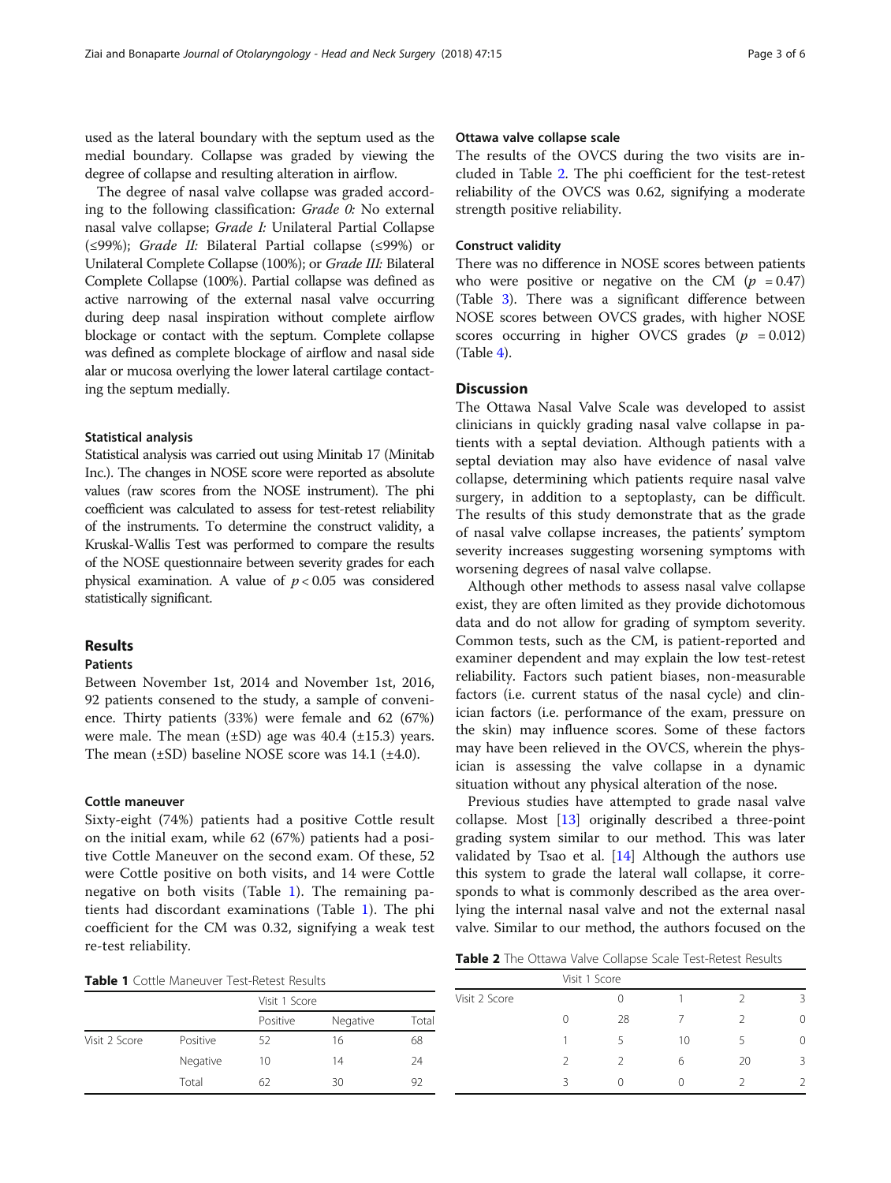used as the lateral boundary with the septum used as the medial boundary. Collapse was graded by viewing the degree of collapse and resulting alteration in airflow.

The degree of nasal valve collapse was graded according to the following classification: *Grade 0:* No external nasal valve collapse; *Grade I:* Unilateral Partial Collapse (≤99%); *Grade II:* Bilateral Partial collapse (≤99%) or Unilateral Complete Collapse (100%); or *Grade III:* Bilateral Complete Collapse (100%). Partial collapse was defined as active narrowing of the external nasal valve occurring during deep nasal inspiration without complete airflow blockage or contact with the septum. Complete collapse was defined as complete blockage of airflow and nasal side alar or mucosa overlying the lower lateral cartilage contacting the septum medially.

### Statistical analysis

Statistical analysis was carried out using Minitab 17 (Minitab Inc.). The changes in NOSE score were reported as absolute values (raw scores from the NOSE instrument). The phi coefficient was calculated to assess for test-retest reliability of the instruments. To determine the construct validity, a Kruskal-Wallis Test was performed to compare the results of the NOSE questionnaire between severity grades for each physical examination. A value of $p < 0.05$ was considered statistically significant.

## Results

### Patients

Between November 1st, 2014 and November 1st, 2016, 92 patients consened to the study, a sample of convenience. Thirty patients (33%) were female and 62 (67%) were male. The mean (±SD) age was 40.4 (±15.3) years. The mean (±SD) baseline NOSE score was 14.1 (±4.0).

### Cottle maneuver

Sixty-eight (74%) patients had a positive Cottle result on the initial exam, while 62 (67%) patients had a positive Cottle Maneuver on the second exam. Of these, 52 were Cottle positive on both visits, and 14 were Cottle negative on both visits (Table 1). The remaining patients had discordant examinations (Table 1). The phi coefficient for the CM was 0.32, signifying a weak test re-test reliability.

**Table 1** Cottle Maneuver Test-Retest Results

| | | Visit 1 Score | | |
|---|---|---|---|---|
| | | Positive | Negative | Total |
| Visit 2 Score | Positive | 52 | 16 | 68 |
| | Negative | 10 | 14 | 24 |
| | Total | 62 | 30 | 92 |

### Ottawa valve collapse scale

The results of the OVCS during the two visits are included in Table 2. The phi coefficient for the test-retest reliability of the OVCS was 0.62, signifying a moderate strength positive reliability.

### Construct validity

There was no difference in NOSE scores between patients who were positive or negative on the CM ($p = 0.47$) (Table 3). There was a significant difference between NOSE scores between OVCS grades, with higher NOSE scores occurring in higher OVCS grades ($p = 0.012$) (Table 4).

## Discussion

The Ottawa Nasal Valve Scale was developed to assist clinicians in quickly grading nasal valve collapse in patients with a septal deviation. Although patients with a septal deviation may also have evidence of nasal valve collapse, determining which patients require nasal valve surgery, in addition to a septoplasty, can be difficult. The results of this study demonstrate that as the grade of nasal valve collapse increases, the patients' symptom severity increases suggesting worsening symptoms with worsening degrees of nasal valve collapse.

Although other methods to assess nasal valve collapse exist, they are often limited as they provide dichotomous data and do not allow for grading of symptom severity. Common tests, such as the CM, is patient-reported and examiner dependent and may explain the low test-retest reliability. Factors such patient biases, non-measurable factors (i.e. current status of the nasal cycle) and clinician factors (i.e. performance of the exam, pressure on the skin) may influence scores. Some of these factors may have been relieved in the OVCS, wherein the physician is assessing the valve collapse in a dynamic situation without any physical alteration of the nose.

Previous studies have attempted to grade nasal valve collapse. Most [13] originally described a three-point grading system similar to our method. This was later validated by Tsao et al. [14] Although the authors use this system to grade the lateral wall collapse, it corresponds to what is commonly described as the area overlying the internal nasal valve and not the external nasal valve. Similar to our method, the authors focused on the

**Table 2** The Ottawa Valve Collapse Scale Test-Retest Results

| | | Visit 1 Score | | | |
|---|---|---|---|---|---|
| Visit 2 Score | | 0 | 1 | 2 | 3 |
| | 0 | 28 | 7 | 2 | 0 |
| | 1 | 5 | 10 | 5 | 0 |
| | 2 | 2 | 6 | 20 | 3 |
| | 3 | 0 | 0 | 2 | 2 |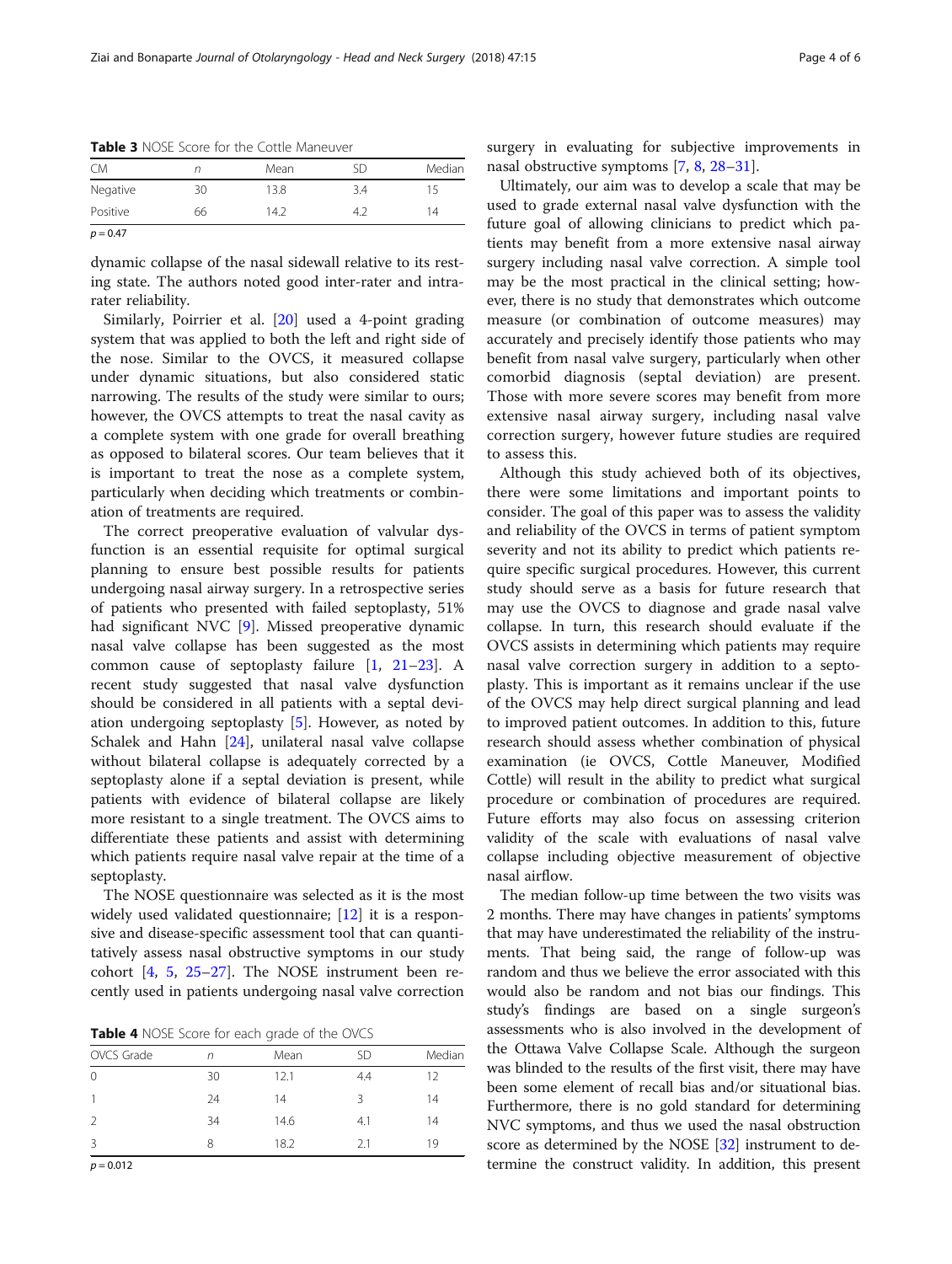**Table 3** NOSE Score for the Cottle Maneuver

| CM | *n* | Mean | SD | Median |
|---|---|---|---|---|
| Negative | 30 | 13.8 | 3.4 | 15 |
| Positive | 66 | 14.2 | 4.2 | 14 |

$p = 0.47$

dynamic collapse of the nasal sidewall relative to its resting state. The authors noted good inter-rater and intra-rater reliability.

Similarly, Poirrier et al. [20] used a 4-point grading system that was applied to both the left and right side of the nose. Similar to the OVCS, it measured collapse under dynamic situations, but also considered static narrowing. The results of the study were similar to ours; however, the OVCS attempts to treat the nasal cavity as a complete system with one grade for overall breathing as opposed to bilateral scores. Our team believes that it is important to treat the nose as a complete system, particularly when deciding which treatments or combination of treatments are required.

The correct preoperative evaluation of valvular dysfunction is an essential requisite for optimal surgical planning to ensure best possible results for patients undergoing nasal airway surgery. In a retrospective series of patients who presented with failed septoplasty, 51% had significant NVC [9]. Missed preoperative dynamic nasal valve collapse has been suggested as the most common cause of septoplasty failure [1, 21–23]. A recent study suggested that nasal valve dysfunction should be considered in all patients with a septal deviation undergoing septoplasty [5]. However, as noted by Schalek and Hahn [24], unilateral nasal valve collapse without bilateral collapse is adequately corrected by a septoplasty alone if a septal deviation is present, while patients with evidence of bilateral collapse are likely more resistant to a single treatment. The OVCS aims to differentiate these patients and assist with determining which patients require nasal valve repair at the time of a septoplasty.

The NOSE questionnaire was selected as it is the most widely used validated questionnaire; [12] it is a responsive and disease-specific assessment tool that can quantitatively assess nasal obstructive symptoms in our study cohort [4, 5, 25–27]. The NOSE instrument been recently used in patients undergoing nasal valve correction surgery in evaluating for subjective improvements in nasal obstructive symptoms [7, 8, 28–31].

**Table 4** NOSE Score for each grade of the OVCS

| OVCS Grade | *n* | Mean | SD | Median |
|---|---|---|---|---|
| 0 | 30 | 12.1 | 4.4 | 12 |
| 1 | 24 | 14 | 3 | 14 |
| 2 | 34 | 14.6 | 4.1 | 14 |
| 3 | 8 | 18.2 | 2.1 | 19 |

$p = 0.012$

Ultimately, our aim was to develop a scale that may be used to grade external nasal valve dysfunction with the future goal of allowing clinicians to predict which patients may benefit from a more extensive nasal airway surgery including nasal valve correction. A simple tool may be the most practical in the clinical setting; however, there is no study that demonstrates which outcome measure (or combination of outcome measures) may accurately and precisely identify those patients who may benefit from nasal valve surgery, particularly when other comorbid diagnosis (septal deviation) are present. Those with more severe scores may benefit from more extensive nasal airway surgery, including nasal valve correction surgery, however future studies are required to assess this.

Although this study achieved both of its objectives, there were some limitations and important points to consider. The goal of this paper was to assess the validity and reliability of the OVCS in terms of patient symptom severity and not its ability to predict which patients require specific surgical procedures. However, this current study should serve as a basis for future research that may use the OVCS to diagnose and grade nasal valve collapse. In turn, this research should evaluate if the OVCS assists in determining which patients may require nasal valve correction surgery in addition to a septoplasty. This is important as it remains unclear if the use of the OVCS may help direct surgical planning and lead to improved patient outcomes. In addition to this, future research should assess whether combination of physical examination (ie OVCS, Cottle Maneuver, Modified Cottle) will result in the ability to predict what surgical procedure or combination of procedures are required. Future efforts may also focus on assessing criterion validity of the scale with evaluations of nasal valve collapse including objective measurement of objective nasal airflow.

The median follow-up time between the two visits was 2 months. There may have changes in patients' symptoms that may have underestimated the reliability of the instruments. That being said, the range of follow-up was random and thus we believe the error associated with this would also be random and not bias our findings. This study's findings are based on a single surgeon's assessments who is also involved in the development of the Ottawa Valve Collapse Scale. Although the surgeon was blinded to the results of the first visit, there may have been some element of recall bias and/or situational bias. Furthermore, there is no gold standard for determining NVC symptoms, and thus we used the nasal obstruction score as determined by the NOSE [32] instrument to determine the construct validity. In addition, this present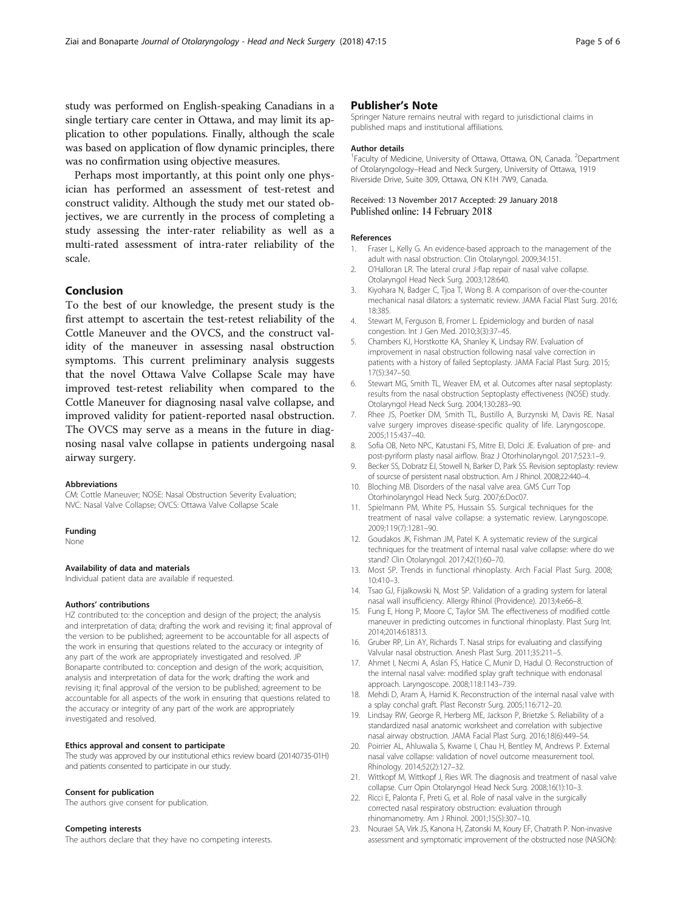study was performed on English-speaking Canadians in a single tertiary care center in Ottawa, and may limit its application to other populations. Finally, although the scale was based on application of flow dynamic principles, there was no confirmation using objective measures.

Perhaps most importantly, at this point only one physician has performed an assessment of test-retest and construct validity. Although the study met our stated objectives, we are currently in the process of completing a study assessing the inter-rater reliability as well as a multi-rated assessment of intra-rater reliability of the scale.

## Conclusion

To the best of our knowledge, the present study is the first attempt to ascertain the test-retest reliability of the Cottle Maneuver and the OVCS, and the construct validity of the maneuver in assessing nasal obstruction symptoms. This current preliminary analysis suggests that the novel Ottawa Valve Collapse Scale may have improved test-retest reliability when compared to the Cottle Maneuver for diagnosing nasal valve collapse, and improved validity for patient-reported nasal obstruction. The OVCS may serve as a means in the future in diagnosing nasal valve collapse in patients undergoing nasal airway surgery.

#### Abbreviations

CM: Cottle Maneuver; NOSE: Nasal Obstruction Severity Evaluation; NVC: Nasal Valve Collapse; OVCS: Ottawa Valve Collapse Scale

#### Funding

None

#### Availability of data and materials

Individual patient data are available if requested.

#### Authors' contributions

HZ contributed to: the conception and design of the project; the analysis and interpretation of data; drafting the work and revising it; final approval of the version to be published; agreement to be accountable for all aspects of the work in ensuring that questions related to the accuracy or integrity of any part of the work are appropriately investigated and resolved. JP Bonaparte contributed to: conception and design of the work; acquisition, analysis and interpretation of data for the work; drafting the work and revising it; final approval of the version to be published; agreement to be accountable for all aspects of the work in ensuring that questions related to the accuracy or integrity of any part of the work are appropriately investigated and resolved.

#### Ethics approval and consent to participate

The study was approved by our institutional ethics review board (20140735-01H) and patients consented to participate in our study.

#### Consent for publication

The authors give consent for publication.

#### Competing interests

The authors declare that they have no competing interests.

## Publisher's Note

Springer Nature remains neutral with regard to jurisdictional claims in published maps and institutional affiliations.

#### Author details

[1]Faculty of Medicine, University of Ottawa, Ottawa, ON, Canada. [2]Department of Otolaryngology–Head and Neck Surgery, University of Ottawa, 1919 Riverside Drive, Suite 309, Ottawa, ON K1H 7W9, Canada.

Received: 13 November 2017 Accepted: 29 January 2018
Published online: 14 February 2018

#### References

1. Fraser L, Kelly G. An evidence-based approach to the management of the adult with nasal obstruction. Clin Otolaryngol. 2009;34:151.
2. O'Halloran LR. The lateral crural J-flap repair of nasal valve collapse. Otolaryngol Head Neck Surg. 2003;128:640.
3. Kiyohara N, Badger C, Tjoa T, Wong B. A comparison of over-the-counter mechanical nasal dilators: a systematic review. JAMA Facial Plast Surg. 2016;18:385.
4. Stewart M, Ferguson B, Fromer L. Epidemiology and burden of nasal congestion. Int J Gen Med. 2010;3(3):37–45.
5. Chambers KJ, Horstkotte KA, Shanley K, Lindsay RW. Evaluation of improvement in nasal obstruction following nasal valve correction in patients with a history of failed Septoplasty. JAMA Facial Plast Surg. 2015;17(5):347–50.
6. Stewart MG, Smith TL, Weaver EM, et al. Outcomes after nasal septoplasty: results from the nasal obstruction Septoplasty effectiveness (NOSE) study. Otolaryngol Head Neck Surg. 2004;130:283–90.
7. Rhee JS, Poetker DM, Smith TL, Bustillo A, Burzynski M, Davis RE. Nasal valve surgery improves disease-specific quality of life. Laryngoscope. 2005;115:437–40.
8. Sofia OB, Neto NPC, Katustani FS, Mitre EI, Dolci JE. Evaluation of pre- and post-pyriform plasty nasal airflow. Braz J Otorhinolaryngol. 2017;523:1–9.
9. Becker SS, Dobratz EJ, Stowell N, Barker D, Park SS. Revision septoplasty: review of sourcse of persistent nasal obstruction. Am J Rhinol. 2008;22:440–4.
10. Bloching MB. Disorders of the nasal valve area. GMS Curr Top Otorhinolaryngol Head Neck Surg. 2007;6:Doc07.
11. Spielmann PM, White PS, Hussain SS. Surgical techniques for the treatment of nasal valve collapse: a systematic review. Laryngoscope. 2009;119(7):1281–90.
12. Goudakos JK, Fishman JM, Patel K. A systematic review of the surgical techniques for the treatment of internal nasal valve collapse: where do we stand? Clin Otolaryngol. 2017;42(1):60–70.
13. Most SP. Trends in functional rhinoplasty. Arch Facial Plast Surg. 2008;10:410–3.
14. Tsao GJ, Fijalkowski N, Most SP. Validation of a grading system for lateral nasal wall insufficiency. Allergy Rhinol (Providence). 2013;4:e66–8.
15. Fung E, Hong P, Moore C, Taylor SM. The effectiveness of modified cottle maneuver in predicting outcomes in functional rhinoplasty. Plast Surg Int. 2014;2014:618313.
16. Gruber RP, Lin AY, Richards T. Nasal strips for evaluating and classifying Valvular nasal obstruction. Anesh Plast Surg. 2011;35:211–5.
17. Ahmet I, Necmi A, Aslan FS, Hatice C, Munir D, Hadul O. Reconstruction of the internal nasal valve: modified splay graft technique with endonasal approach. Laryngoscope. 2008;118:1143–739.
18. Mehdi D, Aram A, Hamid K. Reconstruction of the internal nasal valve with a splay conchal graft. Plast Reconstr Surg. 2005;116:712–20.
19. Lindsay RW, George R, Herberg ME, Jackson P, Brietzke S. Reliability of a standardized nasal anatomic worksheet and correlation with subjective nasal airway obstruction. JAMA Facial Plast Surg. 2016;18(6):449–54.
20. Poirrier AL, Ahluwalia S, Kwame I, Chau H, Bentley M, Andrews P. External nasal valve collapse: validation of novel outcome measurement tool. Rhinology. 2014;52(2):127–32.
21. Wittkopf M, Wittkopf J, Ries WR. The diagnosis and treatment of nasal valve collapse. Curr Opin Otolaryngol Head Neck Surg. 2008;16(1):10–3.
22. Ricci E, Palonta F, Preti G, et al. Role of nasal valve in the surgically corrected nasal respiratory obstruction: evaluation through rhinomanometry. Am J Rhinol. 2001;15(5):307–10.
23. Nouraei SA, Virk JS, Kanona H, Zatonski M, Koury EF, Chatrath P. Non-invasive assessment and symptomatic improvement of the obstructed nose (NASION):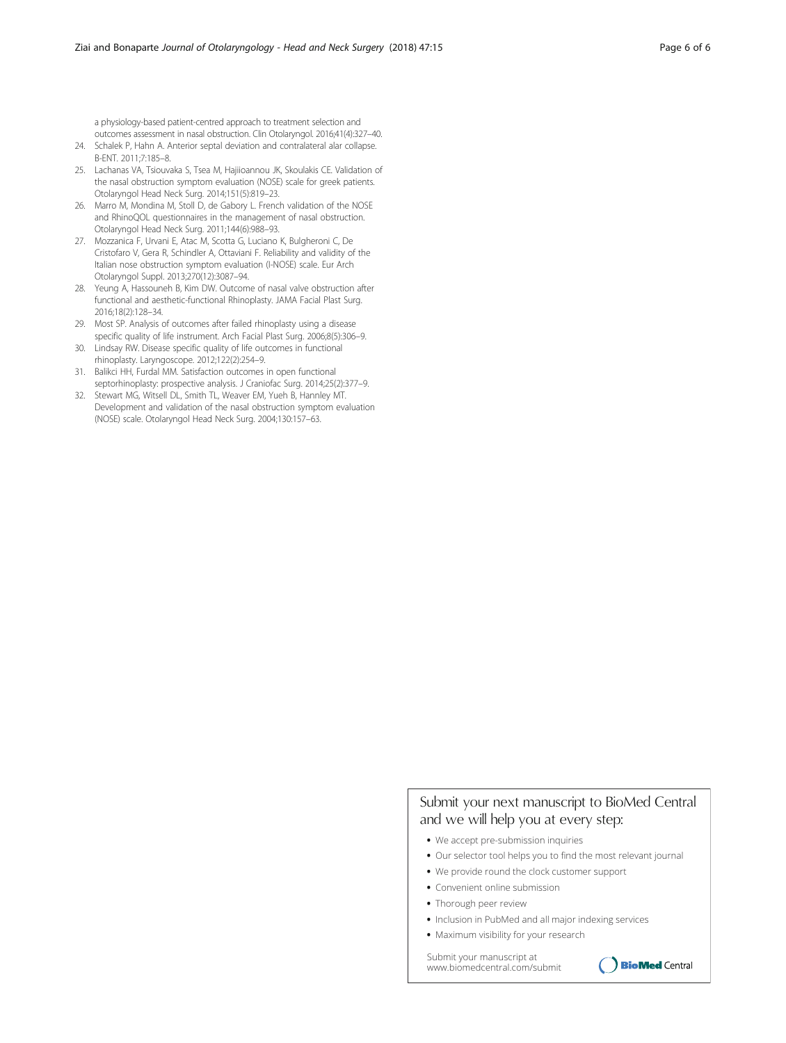a physiology-based patient-centred approach to treatment selection and outcomes assessment in nasal obstruction. Clin Otolaryngol. 2016;41(4):327–40.

24. Schalek P, Hahn A. Anterior septal deviation and contralateral alar collapse. B-ENT. 2011;7:185–8.
25. Lachanas VA, Tsiouvaka S, Tsea M, Hajiioannou JK, Skoulakis CE. Validation of the nasal obstruction symptom evaluation (NOSE) scale for greek patients. Otolaryngol Head Neck Surg. 2014;151(5):819–23.
26. Marro M, Mondina M, Stoll D, de Gabory L. French validation of the NOSE and RhinoQOL questionnaires in the management of nasal obstruction. Otolaryngol Head Neck Surg. 2011;144(6):988–93.
27. Mozzanica F, Urvani E, Atac M, Scotta G, Luciano K, Bulgheroni C, De Cristofaro V, Gera R, Schindler A, Ottaviani F. Reliability and validity of the Italian nose obstruction symptom evaluation (I-NOSE) scale. Eur Arch Otolaryngol Suppl. 2013;270(12):3087–94.
28. Yeung A, Hassouneh B, Kim DW. Outcome of nasal valve obstruction after functional and aesthetic-functional Rhinoplasty. JAMA Facial Plast Surg. 2016;18(2):128–34.
29. Most SP. Analysis of outcomes after failed rhinoplasty using a disease specific quality of life instrument. Arch Facial Plast Surg. 2006;8(5):306–9.
30. Lindsay RW. Disease specific quality of life outcomes in functional rhinoplasty. Laryngoscope. 2012;122(2):254–9.
31. Balikci HH, Furdal MM. Satisfaction outcomes in open functional septorhinoplasty: prospective analysis. J Craniofac Surg. 2014;25(2):377–9.
32. Stewart MG, Witsell DL, Smith TL, Weaver EM, Yueh B, Hannley MT. Development and validation of the nasal obstruction symptom evaluation (NOSE) scale. Otolaryngol Head Neck Surg. 2004;130:157–63.

Submit your next manuscript to BioMed Central and we will help you at every step:

- We accept pre-submission inquiries
- Our selector tool helps you to find the most relevant journal
- We provide round the clock customer support
- Convenient online submission
- Thorough peer review
- Inclusion in PubMed and all major indexing services
- Maximum visibility for your research

Submit your manuscript at
www.biomedcentral.com/submit

BioMed Central